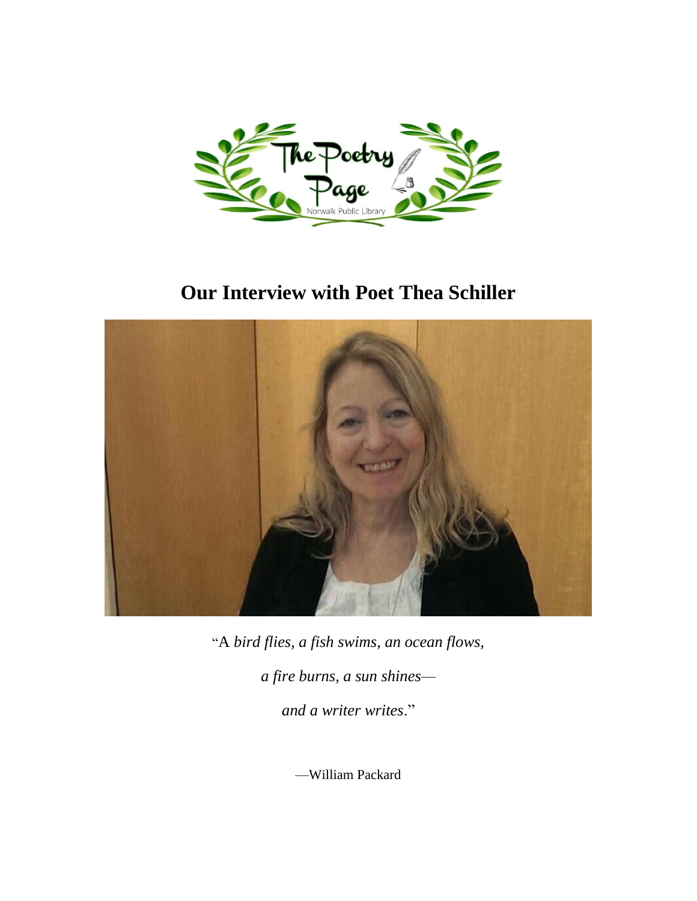# Our Interview with Poet Thea Schiller

"A *bird flies, a fish swims, an ocean flows,*

*a fire burns, a sun shines—*

*and a writer writes*."

—William Packard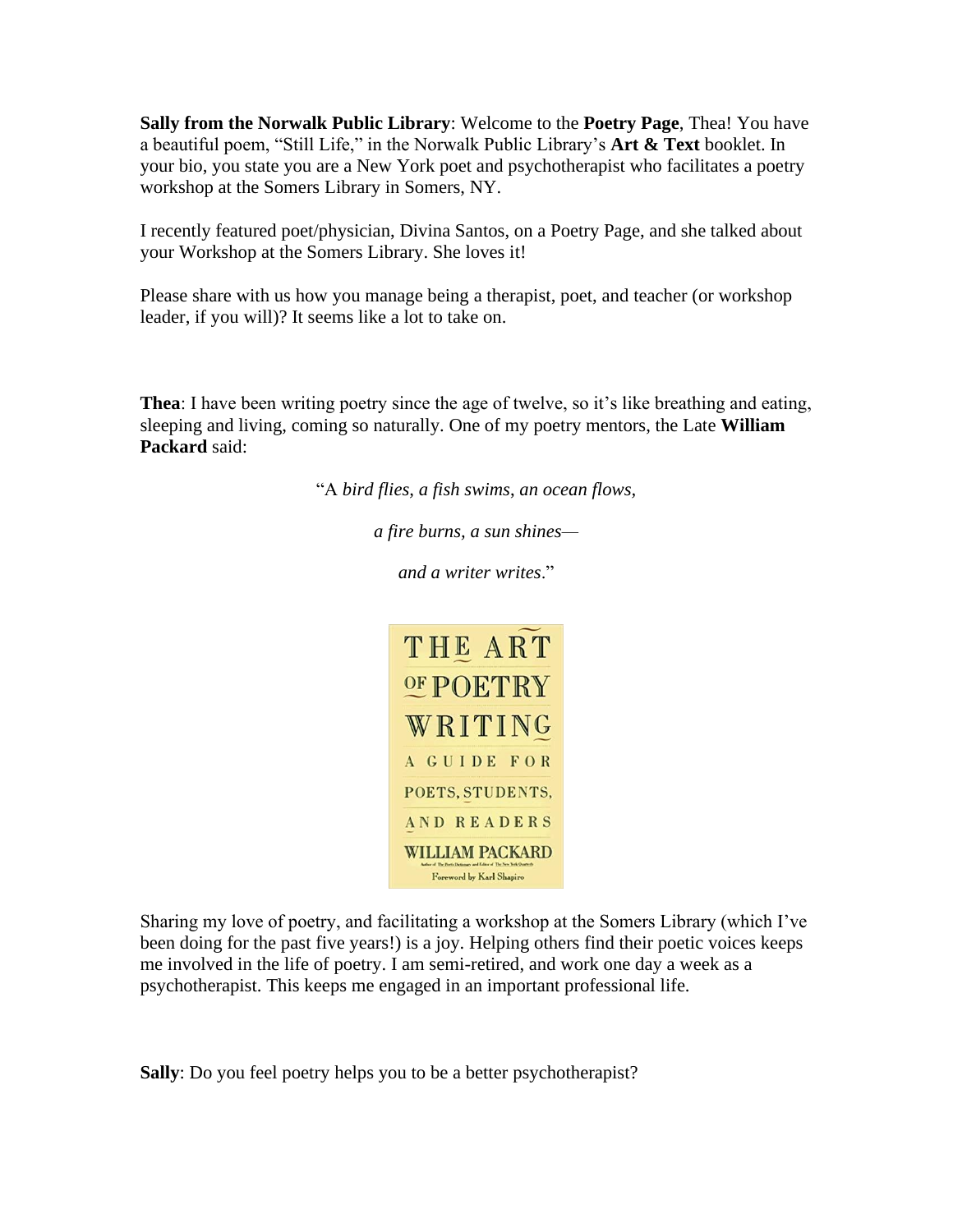**Sally from the Norwalk Public Library**: Welcome to the **Poetry Page**, Thea! You have a beautiful poem, "Still Life," in the Norwalk Public Library's **Art & Text** booklet. In your bio, you state you are a New York poet and psychotherapist who facilitates a poetry workshop at the Somers Library in Somers, NY.

I recently featured poet/physician, Divina Santos, on a Poetry Page, and she talked about your Workshop at the Somers Library. She loves it!

Please share with us how you manage being a therapist, poet, and teacher (or workshop leader, if you will)? It seems like a lot to take on.

**Thea**: I have been writing poetry since the age of twelve, so it's like breathing and eating, sleeping and living, coming so naturally. One of my poetry mentors, the Late **William Packard** said:

"A *bird flies, a fish swims, an ocean flows,*

*a fire burns, a sun shines—*

*and a writer writes*."

THE ART OF POETRY WRITING
A GUIDE FOR POETS, STUDENTS, AND READERS
WILLIAM PACKARD
Foreword by Karl Shapiro

Sharing my love of poetry, and facilitating a workshop at the Somers Library (which I've been doing for the past five years!) is a joy. Helping others find their poetic voices keeps me involved in the life of poetry. I am semi-retired, and work one day a week as a psychotherapist. This keeps me engaged in an important professional life.

**Sally**: Do you feel poetry helps you to be a better psychotherapist?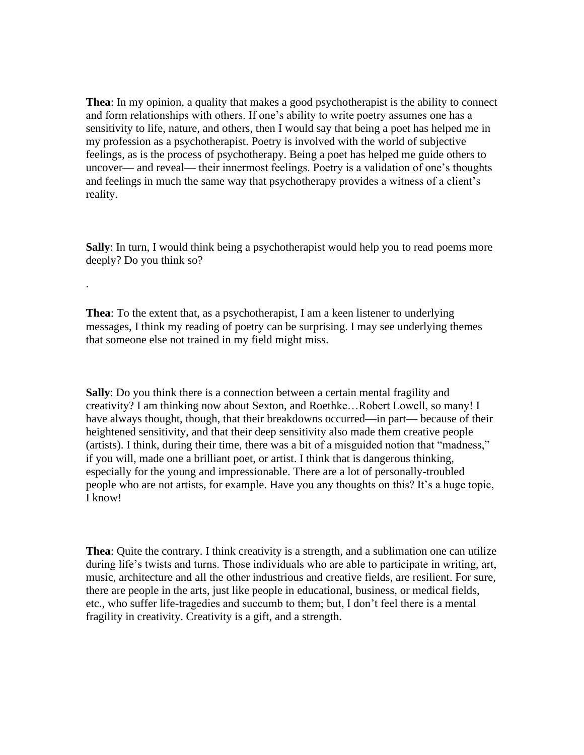**Thea**: In my opinion, a quality that makes a good psychotherapist is the ability to connect and form relationships with others. If one's ability to write poetry assumes one has a sensitivity to life, nature, and others, then I would say that being a poet has helped me in my profession as a psychotherapist. Poetry is involved with the world of subjective feelings, as is the process of psychotherapy. Being a poet has helped me guide others to uncover— and reveal— their innermost feelings. Poetry is a validation of one's thoughts and feelings in much the same way that psychotherapy provides a witness of a client's reality.

**Sally**: In turn, I would think being a psychotherapist would help you to read poems more deeply? Do you think so?

.

**Thea**: To the extent that, as a psychotherapist, I am a keen listener to underlying messages, I think my reading of poetry can be surprising. I may see underlying themes that someone else not trained in my field might miss.

**Sally**: Do you think there is a connection between a certain mental fragility and creativity? I am thinking now about Sexton, and Roethke…Robert Lowell, so many! I have always thought, though, that their breakdowns occurred—in part— because of their heightened sensitivity, and that their deep sensitivity also made them creative people (artists). I think, during their time, there was a bit of a misguided notion that "madness," if you will, made one a brilliant poet, or artist. I think that is dangerous thinking, especially for the young and impressionable. There are a lot of personally-troubled people who are not artists, for example. Have you any thoughts on this? It's a huge topic, I know!

**Thea**: Quite the contrary. I think creativity is a strength, and a sublimation one can utilize during life's twists and turns. Those individuals who are able to participate in writing, art, music, architecture and all the other industrious and creative fields, are resilient. For sure, there are people in the arts, just like people in educational, business, or medical fields, etc., who suffer life-tragedies and succumb to them; but, I don't feel there is a mental fragility in creativity. Creativity is a gift, and a strength.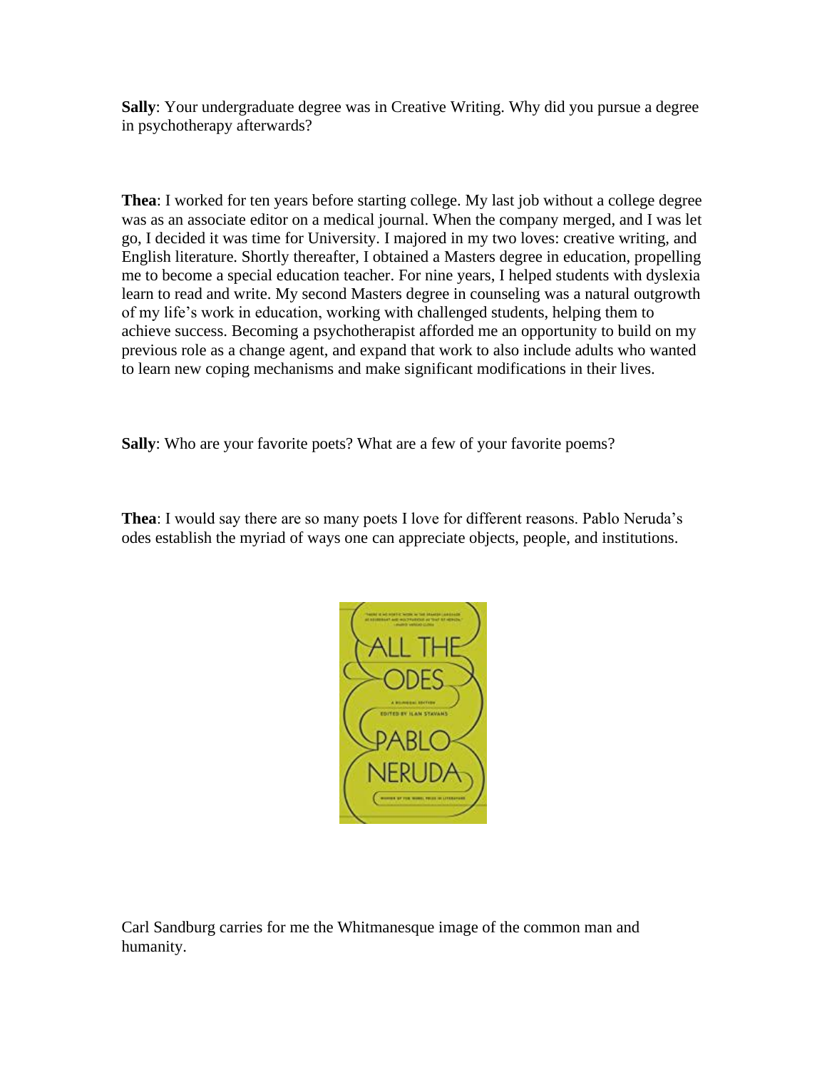**Sally**: Your undergraduate degree was in Creative Writing. Why did you pursue a degree in psychotherapy afterwards?

**Thea**: I worked for ten years before starting college. My last job without a college degree was as an associate editor on a medical journal. When the company merged, and I was let go, I decided it was time for University. I majored in my two loves: creative writing, and English literature. Shortly thereafter, I obtained a Masters degree in education, propelling me to become a special education teacher. For nine years, I helped students with dyslexia learn to read and write. My second Masters degree in counseling was a natural outgrowth of my life's work in education, working with challenged students, helping them to achieve success. Becoming a psychotherapist afforded me an opportunity to build on my previous role as a change agent, and expand that work to also include adults who wanted to learn new coping mechanisms and make significant modifications in their lives.

**Sally**: Who are your favorite poets? What are a few of your favorite poems?

**Thea**: I would say there are so many poets I love for different reasons. Pablo Neruda's odes establish the myriad of ways one can appreciate objects, people, and institutions.

Carl Sandburg carries for me the Whitmanesque image of the common man and humanity.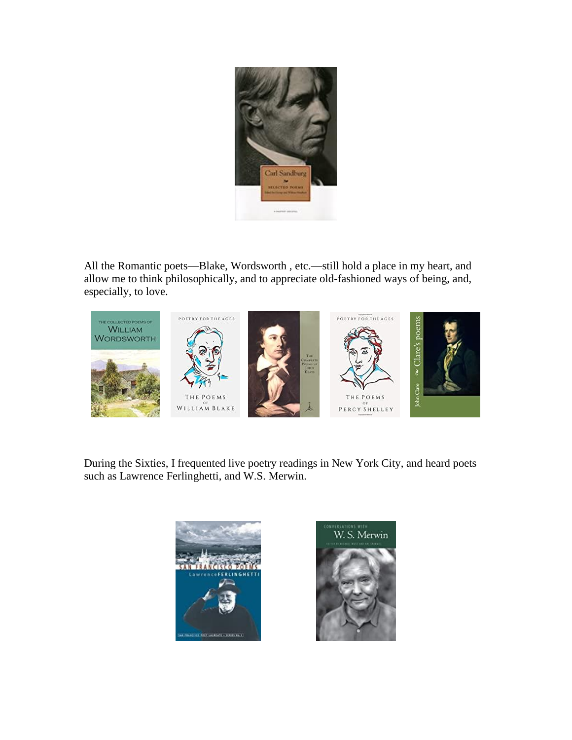All the Romantic poets—Blake, Wordsworth , etc.—still hold a place in my heart, and allow me to think philosophically, and to appreciate old-fashioned ways of being, and, especially, to love.

During the Sixties, I frequented live poetry readings in New York City, and heard poets such as Lawrence Ferlinghetti, and W.S. Merwin.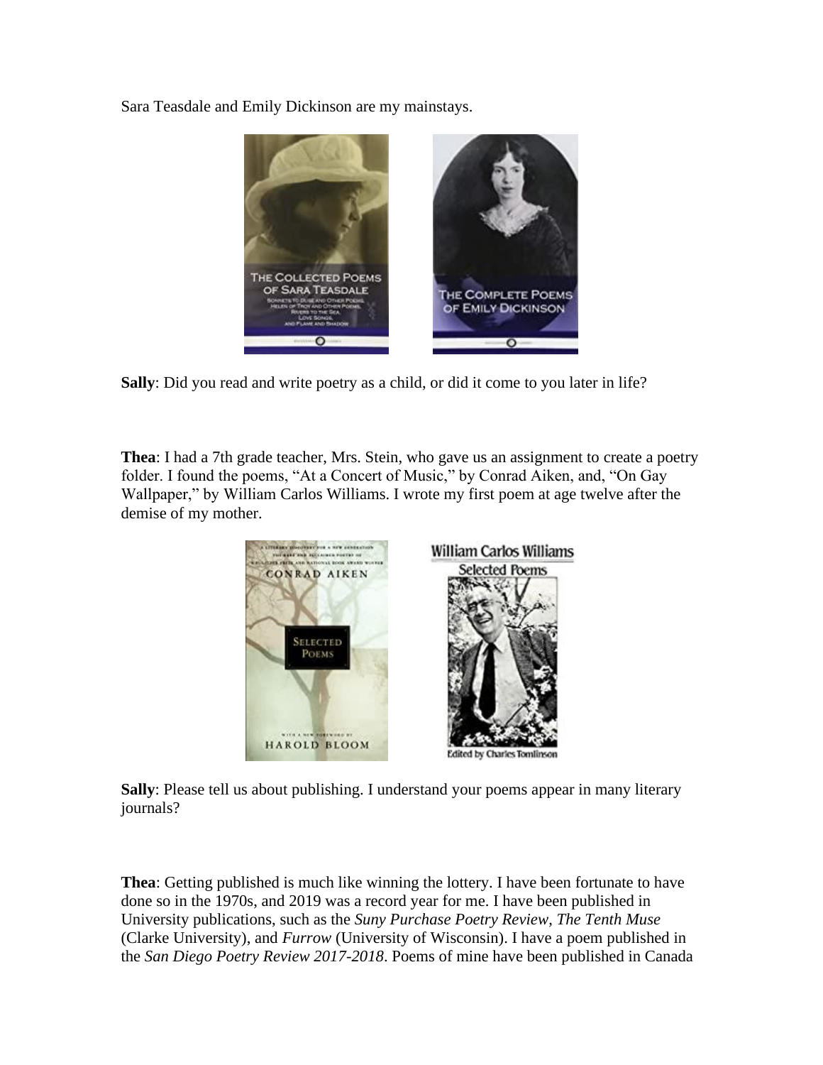Sara Teasdale and Emily Dickinson are my mainstays.

**Sally**: Did you read and write poetry as a child, or did it come to you later in life?

**Thea**: I had a 7th grade teacher, Mrs. Stein, who gave us an assignment to create a poetry folder. I found the poems, "At a Concert of Music," by Conrad Aiken, and, "On Gay Wallpaper," by William Carlos Williams. I wrote my first poem at age twelve after the demise of my mother.

**Sally**: Please tell us about publishing. I understand your poems appear in many literary journals?

**Thea**: Getting published is much like winning the lottery. I have been fortunate to have done so in the 1970s, and 2019 was a record year for me. I have been published in University publications, such as the *Suny Purchase Poetry Review*, *The Tenth Muse* (Clarke University), and *Furrow* (University of Wisconsin). I have a poem published in the *San Diego Poetry Review 2017-2018*. Poems of mine have been published in Canada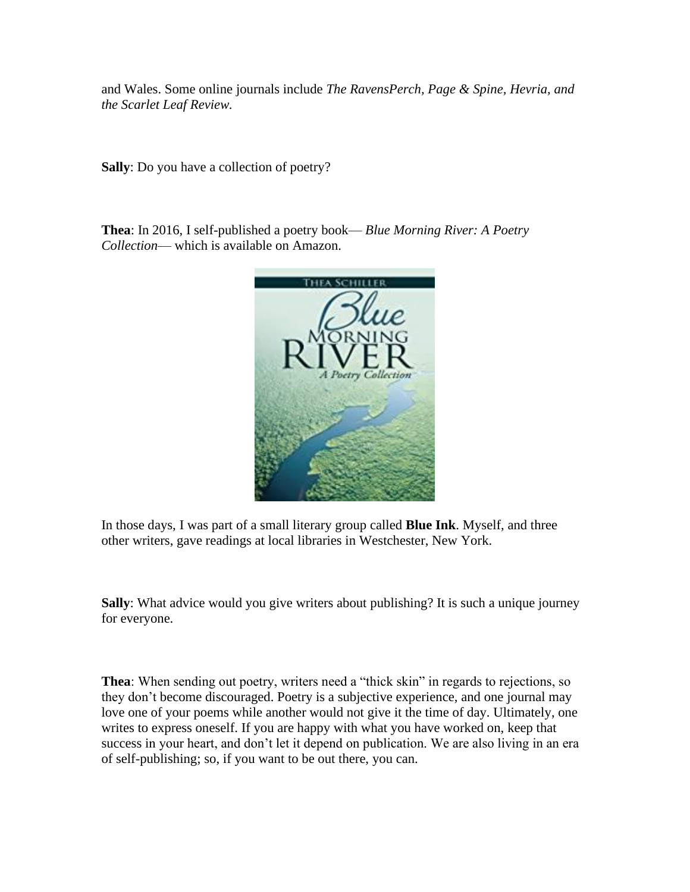and Wales. Some online journals include *The RavensPerch, Page & Spine, Hevria, and the Scarlet Leaf Review.*

**Sally**: Do you have a collection of poetry?

**Thea**: In 2016, I self-published a poetry book— *Blue Morning River: A Poetry Collection*— which is available on Amazon.

In those days, I was part of a small literary group called **Blue Ink**. Myself, and three other writers, gave readings at local libraries in Westchester, New York.

**Sally**: What advice would you give writers about publishing? It is such a unique journey for everyone.

**Thea**: When sending out poetry, writers need a "thick skin" in regards to rejections, so they don't become discouraged. Poetry is a subjective experience, and one journal may love one of your poems while another would not give it the time of day. Ultimately, one writes to express oneself. If you are happy with what you have worked on, keep that success in your heart, and don't let it depend on publication. We are also living in an era of self-publishing; so, if you want to be out there, you can.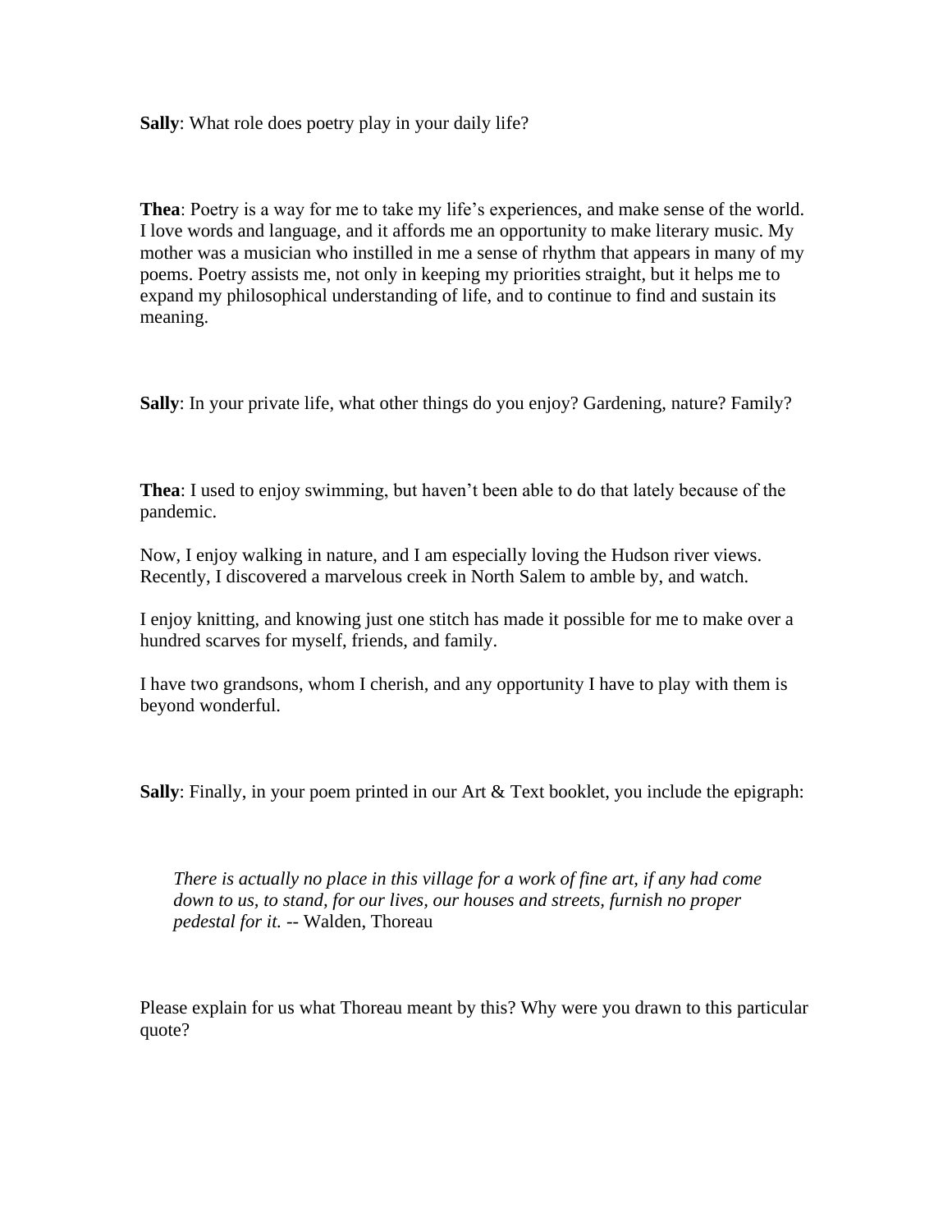**Sally**: What role does poetry play in your daily life?

**Thea**: Poetry is a way for me to take my life's experiences, and make sense of the world. I love words and language, and it affords me an opportunity to make literary music. My mother was a musician who instilled in me a sense of rhythm that appears in many of my poems. Poetry assists me, not only in keeping my priorities straight, but it helps me to expand my philosophical understanding of life, and to continue to find and sustain its meaning.

**Sally**: In your private life, what other things do you enjoy? Gardening, nature? Family?

**Thea**: I used to enjoy swimming, but haven't been able to do that lately because of the pandemic.

Now, I enjoy walking in nature, and I am especially loving the Hudson river views. Recently, I discovered a marvelous creek in North Salem to amble by, and watch.

I enjoy knitting, and knowing just one stitch has made it possible for me to make over a hundred scarves for myself, friends, and family.

I have two grandsons, whom I cherish, and any opportunity I have to play with them is beyond wonderful.

**Sally**: Finally, in your poem printed in our Art & Text booklet, you include the epigraph:

> *There is actually no place in this village for a work of fine art, if any had come down to us, to stand, for our lives, our houses and streets, furnish no proper pedestal for it.* -- Walden, Thoreau

Please explain for us what Thoreau meant by this? Why were you drawn to this particular quote?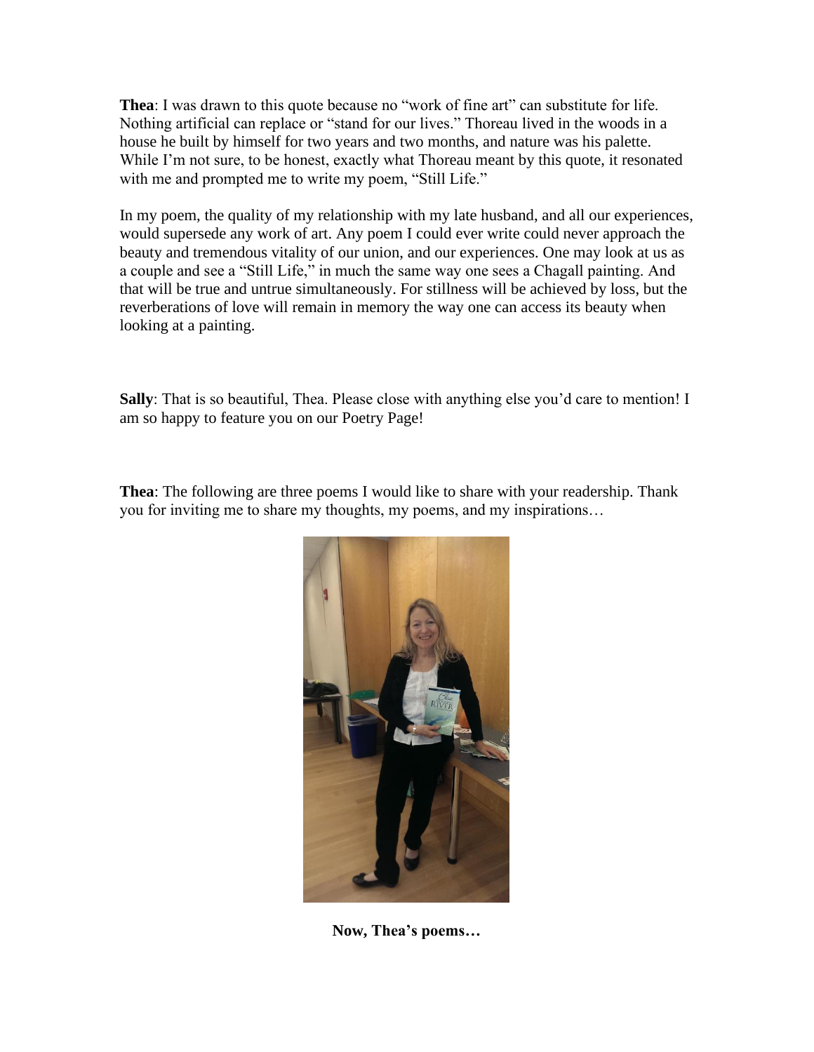**Thea**: I was drawn to this quote because no "work of fine art" can substitute for life. Nothing artificial can replace or "stand for our lives." Thoreau lived in the woods in a house he built by himself for two years and two months, and nature was his palette. While I'm not sure, to be honest, exactly what Thoreau meant by this quote, it resonated with me and prompted me to write my poem, "Still Life."

In my poem, the quality of my relationship with my late husband, and all our experiences, would supersede any work of art. Any poem I could ever write could never approach the beauty and tremendous vitality of our union, and our experiences. One may look at us as a couple and see a "Still Life," in much the same way one sees a Chagall painting. And that will be true and untrue simultaneously. For stillness will be achieved by loss, but the reverberations of love will remain in memory the way one can access its beauty when looking at a painting.

**Sally**: That is so beautiful, Thea. Please close with anything else you'd care to mention! I am so happy to feature you on our Poetry Page!

**Thea**: The following are three poems I would like to share with your readership. Thank you for inviting me to share my thoughts, my poems, and my inspirations…

**Now, Thea's poems…**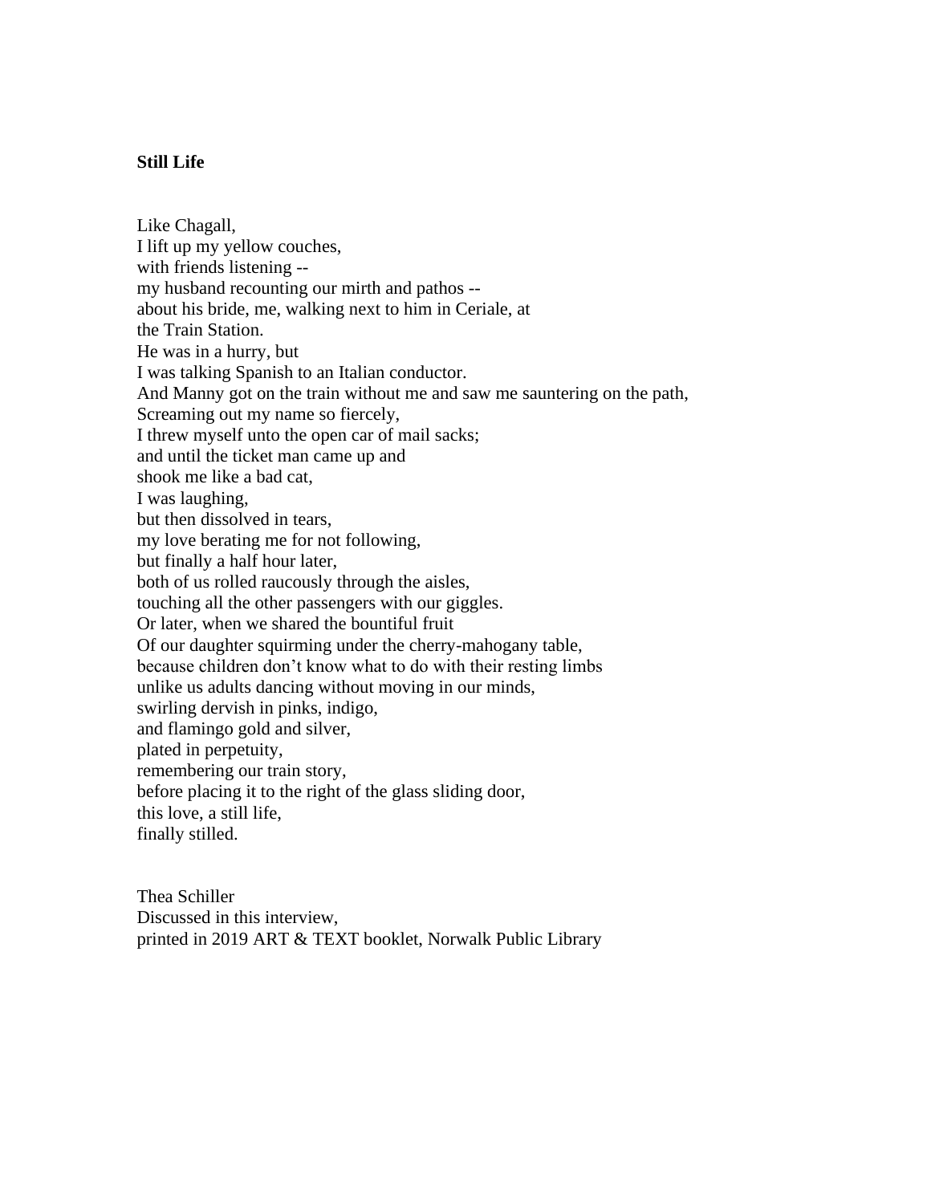**Still Life**

Like Chagall,  
I lift up my yellow couches,  
with friends listening --  
my husband recounting our mirth and pathos --  
about his bride, me, walking next to him in Ceriale, at  
the Train Station.  
He was in a hurry, but  
I was talking Spanish to an Italian conductor.  
And Manny got on the train without me and saw me sauntering on the path,  
Screaming out my name so fiercely,  
I threw myself unto the open car of mail sacks;  
and until the ticket man came up and  
shook me like a bad cat,  
I was laughing,  
but then dissolved in tears,  
my love berating me for not following,  
but finally a half hour later,  
both of us rolled raucously through the aisles,  
touching all the other passengers with our giggles.  
Or later, when we shared the bountiful fruit  
Of our daughter squirming under the cherry-mahogany table,  
because children don't know what to do with their resting limbs  
unlike us adults dancing without moving in our minds,  
swirling dervish in pinks, indigo,  
and flamingo gold and silver,  
plated in perpetuity,  
remembering our train story,  
before placing it to the right of the glass sliding door,  
this love, a still life,  
finally stilled.

Thea Schiller  
Discussed in this interview,  
printed in 2019 ART & TEXT booklet, Norwalk Public Library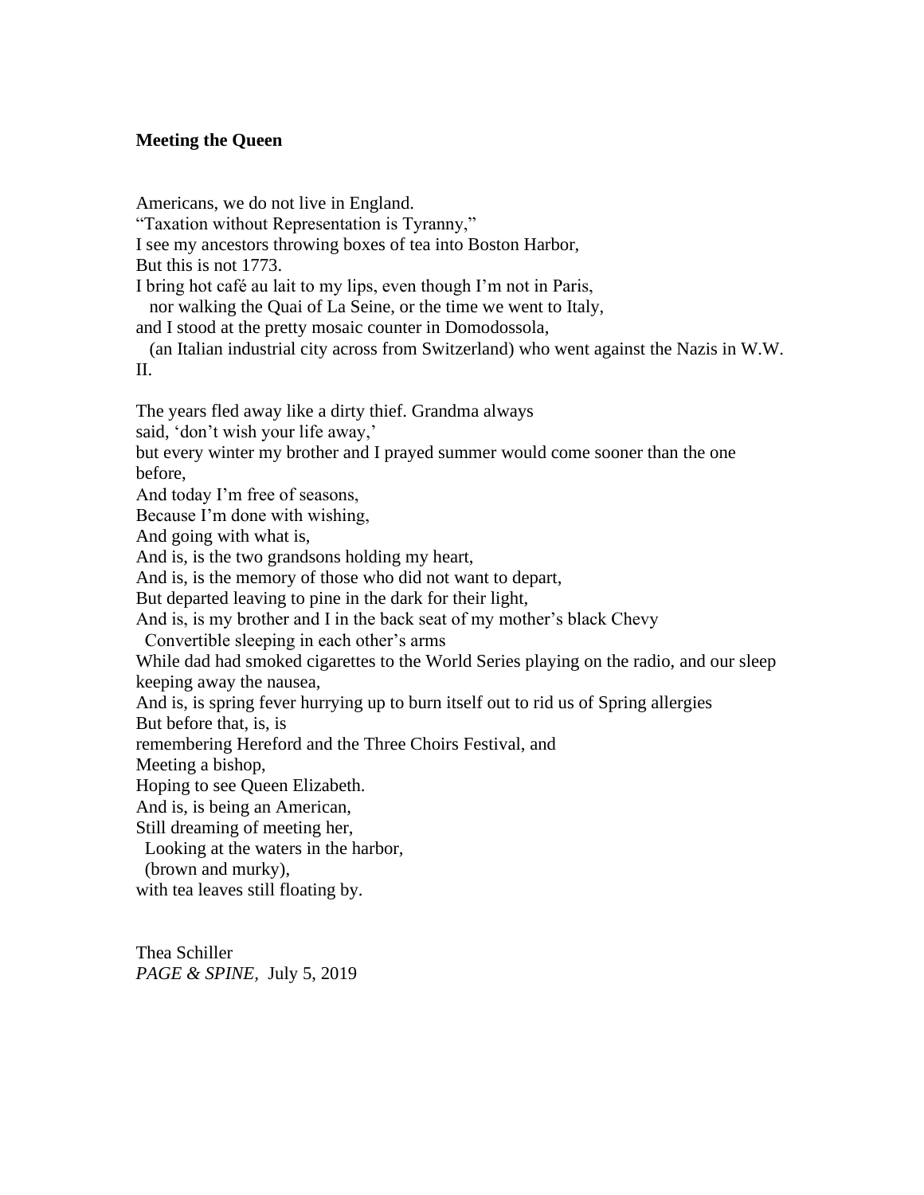**Meeting the Queen**

Americans, we do not live in England.
"Taxation without Representation is Tyranny,"
I see my ancestors throwing boxes of tea into Boston Harbor,
But this is not 1773.
I bring hot café au lait to my lips, even though I'm not in Paris,
  nor walking the Quai of La Seine, or the time we went to Italy,
and I stood at the pretty mosaic counter in Domodossola,
  (an Italian industrial city across from Switzerland) who went against the Nazis in W.W. II.

The years fled away like a dirty thief. Grandma always
said, 'don't wish your life away,'
but every winter my brother and I prayed summer would come sooner than the one before,
And today I'm free of seasons,
Because I'm done with wishing,
And going with what is,
And is, is the two grandsons holding my heart,
And is, is the memory of those who did not want to depart,
But departed leaving to pine in the dark for their light,
And is, is my brother and I in the back seat of my mother's black Chevy
  Convertible sleeping in each other's arms
While dad had smoked cigarettes to the World Series playing on the radio, and our sleep keeping away the nausea,
And is, is spring fever hurrying up to burn itself out to rid us of Spring allergies
But before that, is, is
remembering Hereford and the Three Choirs Festival, and
Meeting a bishop,
Hoping to see Queen Elizabeth.
And is, is being an American,
Still dreaming of meeting her,
  Looking at the waters in the harbor,
  (brown and murky),
with tea leaves still floating by.

Thea Schiller
*PAGE & SPINE*, July 5, 2019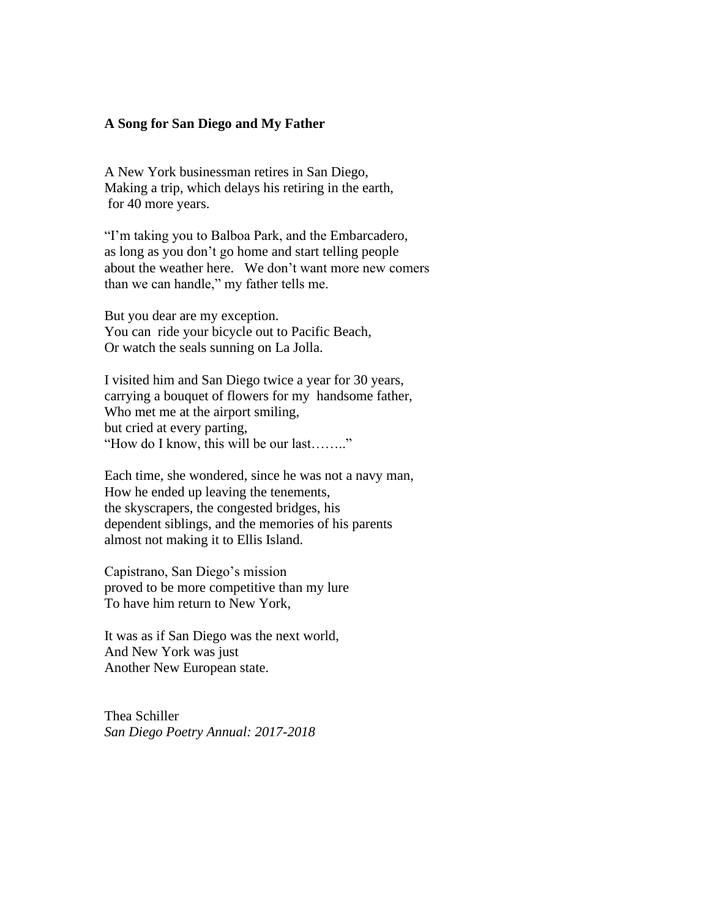**A Song for San Diego and My Father**

A New York businessman retires in San Diego,
Making a trip, which delays his retiring in the earth,
for 40 more years.

"I'm taking you to Balboa Park, and the Embarcadero,
as long as you don't go home and start telling people
about the weather here. We don't want more new comers
than we can handle," my father tells me.

But you dear are my exception.
You can ride your bicycle out to Pacific Beach,
Or watch the seals sunning on La Jolla.

I visited him and San Diego twice a year for 30 years,
carrying a bouquet of flowers for my handsome father,
Who met me at the airport smiling,
but cried at every parting,
"How do I know, this will be our last…….."

Each time, she wondered, since he was not a navy man,
How he ended up leaving the tenements,
the skyscrapers, the congested bridges, his
dependent siblings, and the memories of his parents
almost not making it to Ellis Island.

Capistrano, San Diego's mission
proved to be more competitive than my lure
To have him return to New York,

It was as if San Diego was the next world,
And New York was just
Another New European state.

Thea Schiller
*San Diego Poetry Annual: 2017-2018*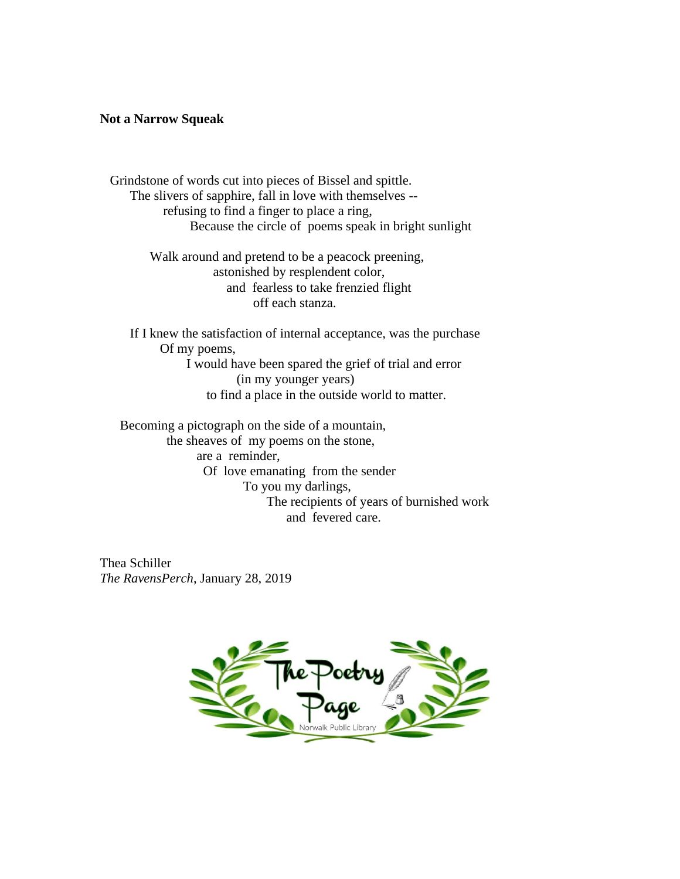**Not a Narrow Squeak**

Grindstone of words cut into pieces of Bissel and spittle.
The slivers of sapphire, fall in love with themselves --
refusing to find a finger to place a ring,
Because the circle of poems speak in bright sunlight

Walk around and pretend to be a peacock preening,
astonished by resplendent color,
and fearless to take frenzied flight
off each stanza.

If I knew the satisfaction of internal acceptance, was the purchase
Of my poems,
I would have been spared the grief of trial and error
(in my younger years)
to find a place in the outside world to matter.

Becoming a pictograph on the side of a mountain,
the sheaves of my poems on the stone,
are a reminder,
Of love emanating from the sender
To you my darlings,
The recipients of years of burnished work
and fevered care.

Thea Schiller
*The RavensPerch*, January 28, 2019

The Poetry Page
Norwalk Public Library